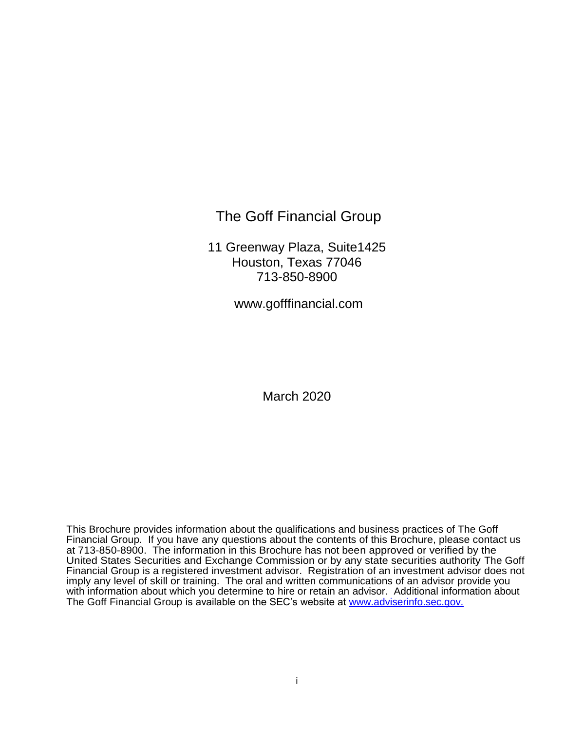# The Goff Financial Group

11 Greenway Plaza, Suite1425
Houston, Texas 77046
713-850-8900

www.gofffinancial.com

March 2020

This Brochure provides information about the qualifications and business practices of The Goff Financial Group. If you have any questions about the contents of this Brochure, please contact us at 713-850-8900. The information in this Brochure has not been approved or verified by the United States Securities and Exchange Commission or by any state securities authority The Goff Financial Group is a registered investment advisor. Registration of an investment advisor does not imply any level of skill or training. The oral and written communications of an advisor provide you with information about which you determine to hire or retain an advisor. Additional information about The Goff Financial Group is available on the SEC's website at [www.adviserinfo.sec.gov.](www.adviserinfo.sec.gov)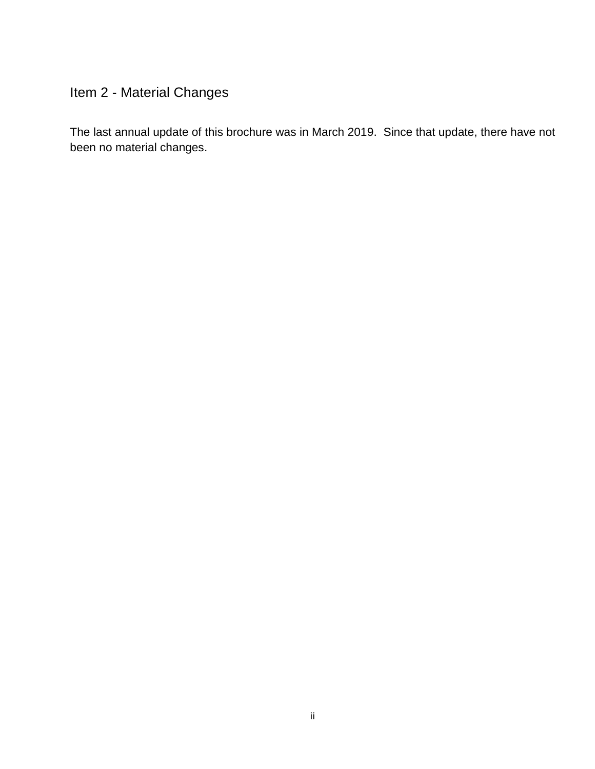## Item 2 - Material Changes

The last annual update of this brochure was in March 2019. Since that update, there have not been no material changes.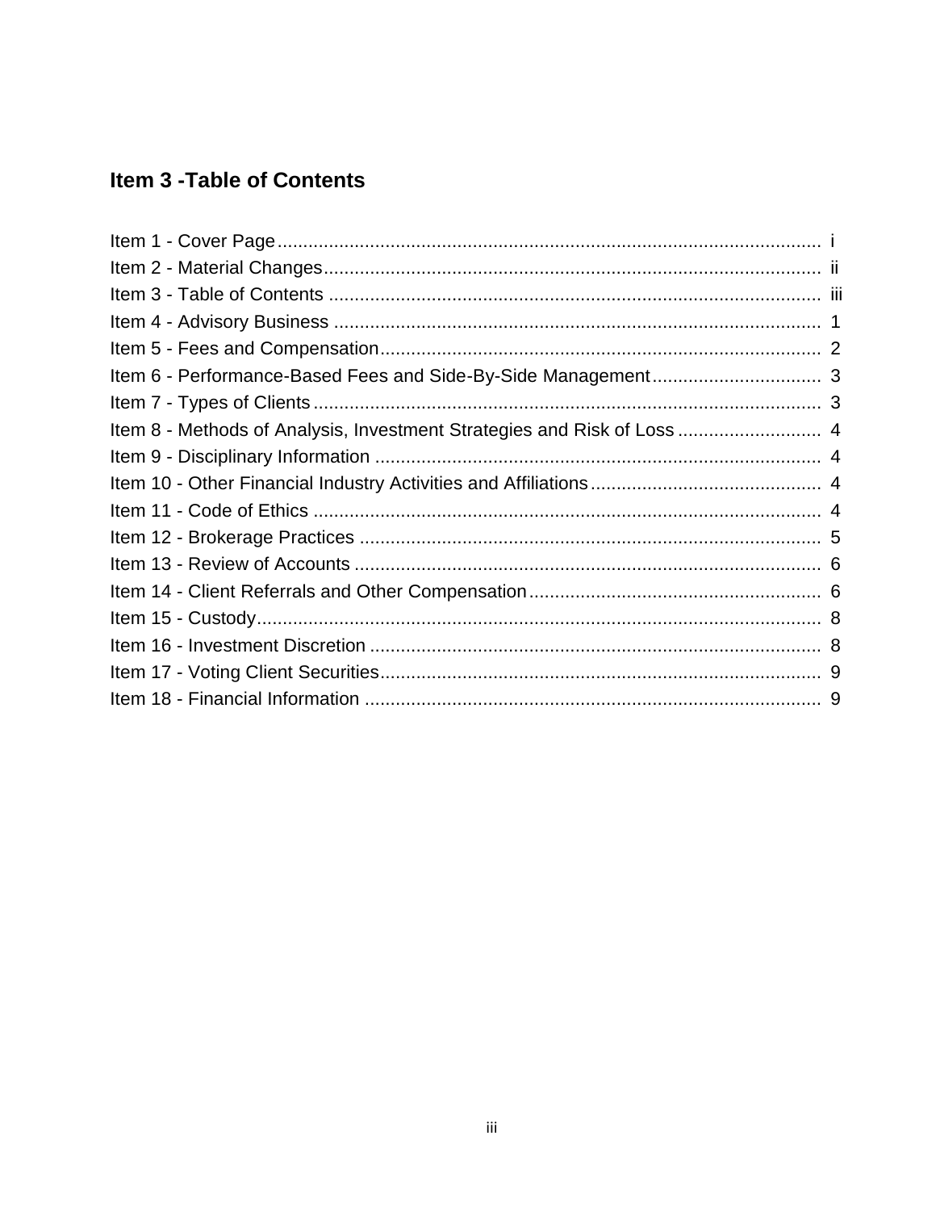## Item 3 -Table of Contents

Item 1 - Cover Page ........................................................................................................ i
Item 2 - Material Changes ................................................................................................ ii
Item 3 - Table of Contents ................................................................................................ iii
Item 4 - Advisory Business ............................................................................................... 1
Item 5 - Fees and Compensation ...................................................................................... 2
Item 6 - Performance-Based Fees and Side-By-Side Management ................................. 3
Item 7 - Types of Clients ................................................................................................... 3
Item 8 - Methods of Analysis, Investment Strategies and Risk of Loss ............................ 4
Item 9 - Disciplinary Information ....................................................................................... 4
Item 10 - Other Financial Industry Activities and Affiliations ............................................. 4
Item 11 - Code of Ethics ................................................................................................... 4
Item 12 - Brokerage Practices .......................................................................................... 5
Item 13 - Review of Accounts ........................................................................................... 6
Item 14 - Client Referrals and Other Compensation ......................................................... 6
Item 15 - Custody .............................................................................................................. 8
Item 16 - Investment Discretion ........................................................................................ 8
Item 17 - Voting Client Securities ...................................................................................... 9
Item 18 - Financial Information ......................................................................................... 9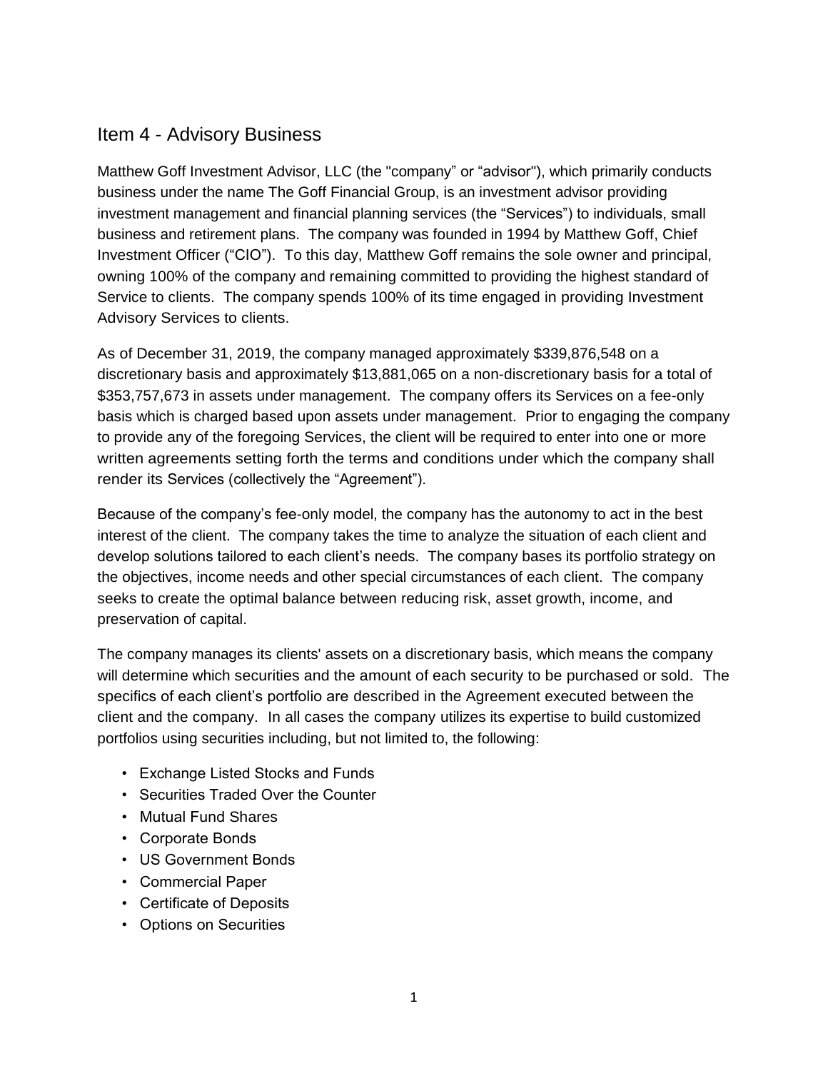## Item 4 - Advisory Business

Matthew Goff Investment Advisor, LLC (the "company" or "advisor"), which primarily conducts business under the name The Goff Financial Group, is an investment advisor providing investment management and financial planning services (the "Services") to individuals, small business and retirement plans. The company was founded in 1994 by Matthew Goff, Chief Investment Officer ("CIO"). To this day, Matthew Goff remains the sole owner and principal, owning 100% of the company and remaining committed to providing the highest standard of Service to clients. The company spends 100% of its time engaged in providing Investment Advisory Services to clients.

As of December 31, 2019, the company managed approximately $339,876,548 on a discretionary basis and approximately $13,881,065 on a non-discretionary basis for a total of $353,757,673 in assets under management. The company offers its Services on a fee-only basis which is charged based upon assets under management. Prior to engaging the company to provide any of the foregoing Services, the client will be required to enter into one or more written agreements setting forth the terms and conditions under which the company shall render its Services (collectively the "Agreement").

Because of the company's fee-only model, the company has the autonomy to act in the best interest of the client. The company takes the time to analyze the situation of each client and develop solutions tailored to each client's needs. The company bases its portfolio strategy on the objectives, income needs and other special circumstances of each client. The company seeks to create the optimal balance between reducing risk, asset growth, income, and preservation of capital.

The company manages its clients' assets on a discretionary basis, which means the company will determine which securities and the amount of each security to be purchased or sold. The specifics of each client's portfolio are described in the Agreement executed between the client and the company. In all cases the company utilizes its expertise to build customized portfolios using securities including, but not limited to, the following:

- Exchange Listed Stocks and Funds
- Securities Traded Over the Counter
- Mutual Fund Shares
- Corporate Bonds
- US Government Bonds
- Commercial Paper
- Certificate of Deposits
- Options on Securities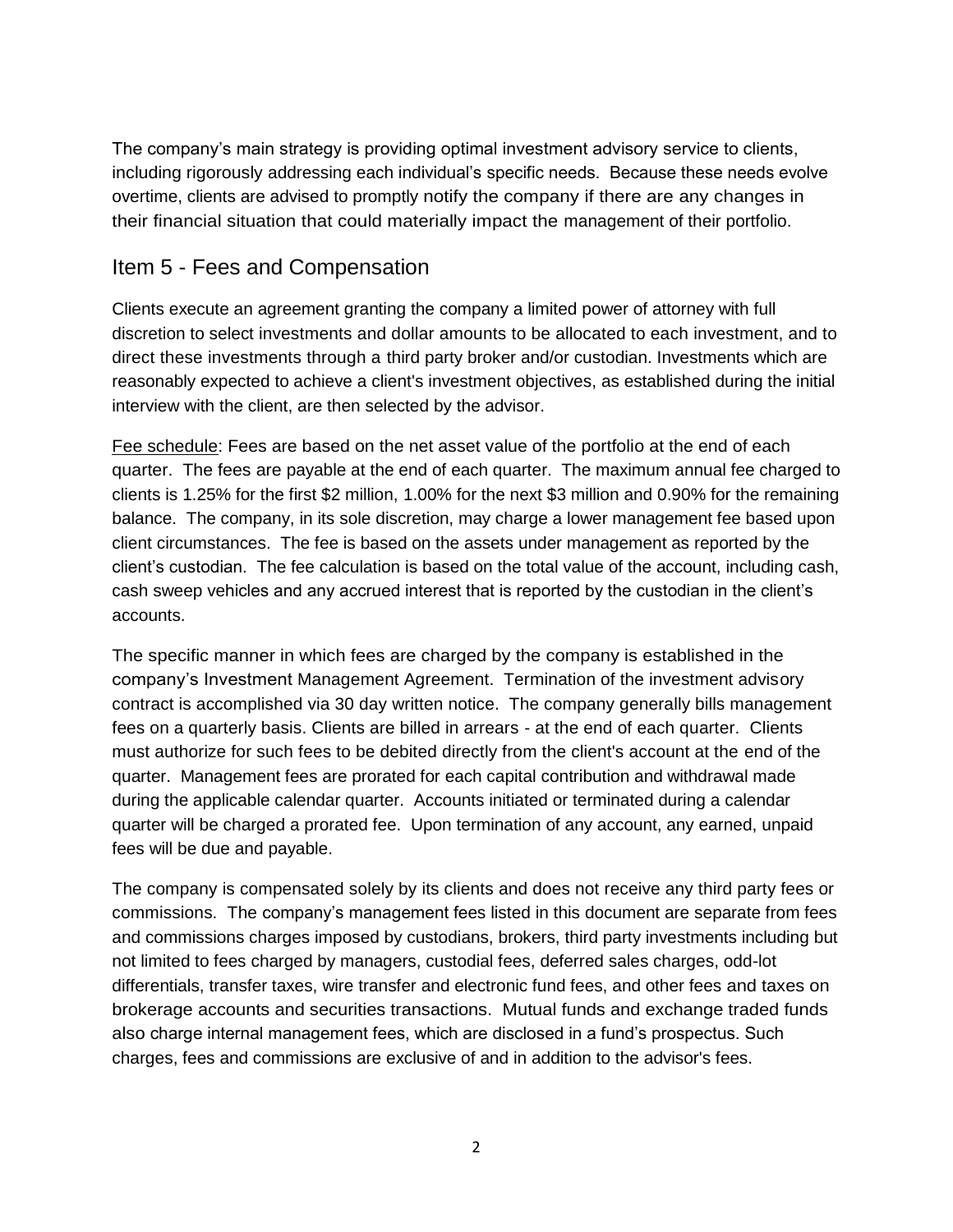The company's main strategy is providing optimal investment advisory service to clients, including rigorously addressing each individual's specific needs. Because these needs evolve overtime, clients are advised to promptly notify the company if there are any changes in their financial situation that could materially impact the management of their portfolio.

## Item 5 - Fees and Compensation

Clients execute an agreement granting the company a limited power of attorney with full discretion to select investments and dollar amounts to be allocated to each investment, and to direct these investments through a third party broker and/or custodian. Investments which are reasonably expected to achieve a client's investment objectives, as established during the initial interview with the client, are then selected by the advisor.

Fee schedule: Fees are based on the net asset value of the portfolio at the end of each quarter. The fees are payable at the end of each quarter. The maximum annual fee charged to clients is 1.25% for the first $2 million, 1.00% for the next $3 million and 0.90% for the remaining balance. The company, in its sole discretion, may charge a lower management fee based upon client circumstances. The fee is based on the assets under management as reported by the client's custodian. The fee calculation is based on the total value of the account, including cash, cash sweep vehicles and any accrued interest that is reported by the custodian in the client's accounts.

The specific manner in which fees are charged by the company is established in the company's Investment Management Agreement. Termination of the investment advisory contract is accomplished via 30 day written notice. The company generally bills management fees on a quarterly basis. Clients are billed in arrears - at the end of each quarter. Clients must authorize for such fees to be debited directly from the client's account at the end of the quarter. Management fees are prorated for each capital contribution and withdrawal made during the applicable calendar quarter. Accounts initiated or terminated during a calendar quarter will be charged a prorated fee. Upon termination of any account, any earned, unpaid fees will be due and payable.

The company is compensated solely by its clients and does not receive any third party fees or commissions. The company's management fees listed in this document are separate from fees and commissions charges imposed by custodians, brokers, third party investments including but not limited to fees charged by managers, custodial fees, deferred sales charges, odd-lot differentials, transfer taxes, wire transfer and electronic fund fees, and other fees and taxes on brokerage accounts and securities transactions. Mutual funds and exchange traded funds also charge internal management fees, which are disclosed in a fund's prospectus. Such charges, fees and commissions are exclusive of and in addition to the advisor's fees.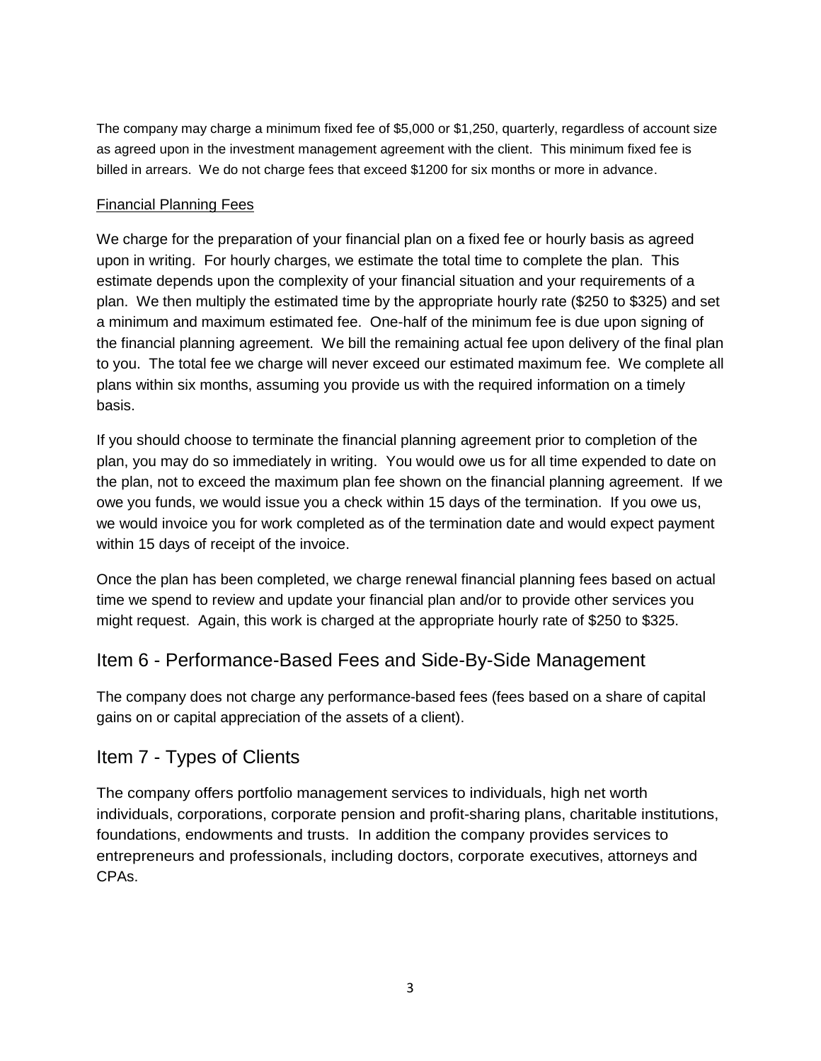The company may charge a minimum fixed fee of $5,000 or $1,250, quarterly, regardless of account size as agreed upon in the investment management agreement with the client. This minimum fixed fee is billed in arrears. We do not charge fees that exceed $1200 for six months or more in advance.

### Financial Planning Fees

We charge for the preparation of your financial plan on a fixed fee or hourly basis as agreed upon in writing. For hourly charges, we estimate the total time to complete the plan. This estimate depends upon the complexity of your financial situation and your requirements of a plan. We then multiply the estimated time by the appropriate hourly rate ($250 to $325) and set a minimum and maximum estimated fee. One-half of the minimum fee is due upon signing of the financial planning agreement. We bill the remaining actual fee upon delivery of the final plan to you. The total fee we charge will never exceed our estimated maximum fee. We complete all plans within six months, assuming you provide us with the required information on a timely basis.

If you should choose to terminate the financial planning agreement prior to completion of the plan, you may do so immediately in writing. You would owe us for all time expended to date on the plan, not to exceed the maximum plan fee shown on the financial planning agreement. If we owe you funds, we would issue you a check within 15 days of the termination. If you owe us, we would invoice you for work completed as of the termination date and would expect payment within 15 days of receipt of the invoice.

Once the plan has been completed, we charge renewal financial planning fees based on actual time we spend to review and update your financial plan and/or to provide other services you might request. Again, this work is charged at the appropriate hourly rate of $250 to $325.

## Item 6 - Performance-Based Fees and Side-By-Side Management

The company does not charge any performance-based fees (fees based on a share of capital gains on or capital appreciation of the assets of a client).

## Item 7 - Types of Clients

The company offers portfolio management services to individuals, high net worth individuals, corporations, corporate pension and profit-sharing plans, charitable institutions, foundations, endowments and trusts. In addition the company provides services to entrepreneurs and professionals, including doctors, corporate executives, attorneys and CPAs.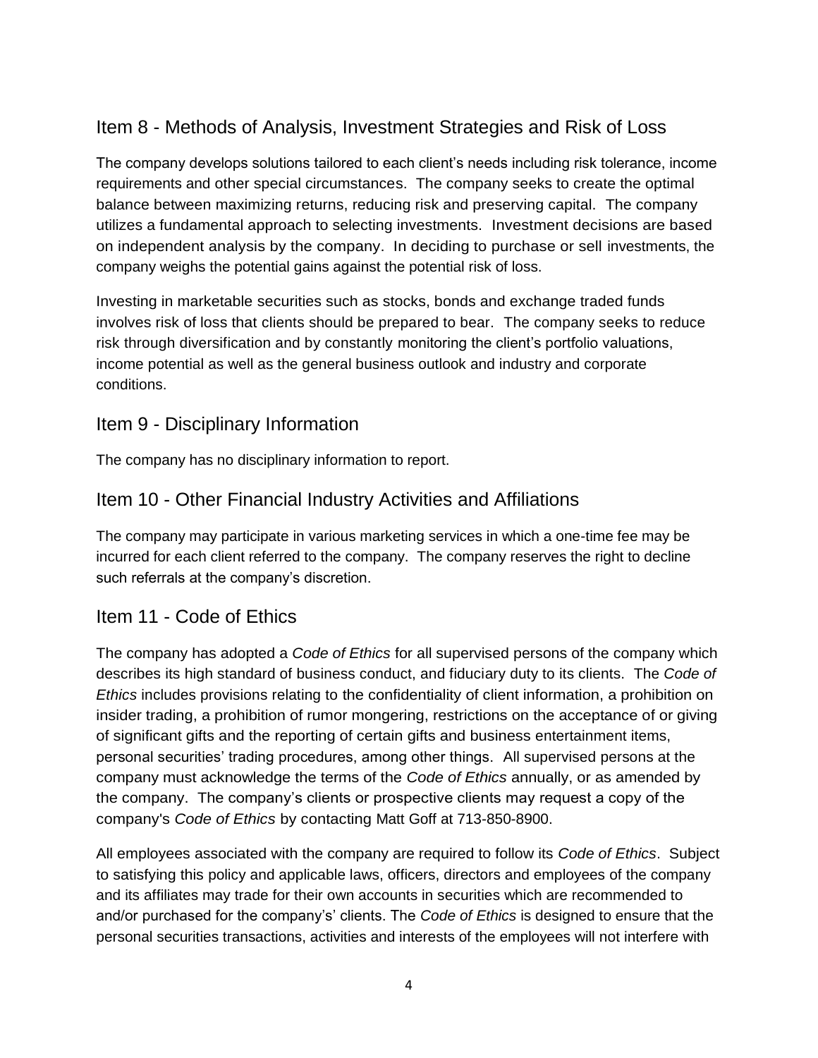## Item 8 - Methods of Analysis, Investment Strategies and Risk of Loss

The company develops solutions tailored to each client's needs including risk tolerance, income requirements and other special circumstances. The company seeks to create the optimal balance between maximizing returns, reducing risk and preserving capital. The company utilizes a fundamental approach to selecting investments. Investment decisions are based on independent analysis by the company. In deciding to purchase or sell investments, the company weighs the potential gains against the potential risk of loss.

Investing in marketable securities such as stocks, bonds and exchange traded funds involves risk of loss that clients should be prepared to bear. The company seeks to reduce risk through diversification and by constantly monitoring the client's portfolio valuations, income potential as well as the general business outlook and industry and corporate conditions.

## Item 9 - Disciplinary Information

The company has no disciplinary information to report.

## Item 10 - Other Financial Industry Activities and Affiliations

The company may participate in various marketing services in which a one-time fee may be incurred for each client referred to the company. The company reserves the right to decline such referrals at the company's discretion.

## Item 11 - Code of Ethics

The company has adopted a *Code of Ethics* for all supervised persons of the company which describes its high standard of business conduct, and fiduciary duty to its clients. The *Code of Ethics* includes provisions relating to the confidentiality of client information, a prohibition on insider trading, a prohibition of rumor mongering, restrictions on the acceptance of or giving of significant gifts and the reporting of certain gifts and business entertainment items, personal securities' trading procedures, among other things. All supervised persons at the company must acknowledge the terms of the *Code of Ethics* annually, or as amended by the company. The company's clients or prospective clients may request a copy of the company's *Code of Ethics* by contacting Matt Goff at 713-850-8900.

All employees associated with the company are required to follow its *Code of Ethics*. Subject to satisfying this policy and applicable laws, officers, directors and employees of the company and its affiliates may trade for their own accounts in securities which are recommended to and/or purchased for the company's' clients. The *Code of Ethics* is designed to ensure that the personal securities transactions, activities and interests of the employees will not interfere with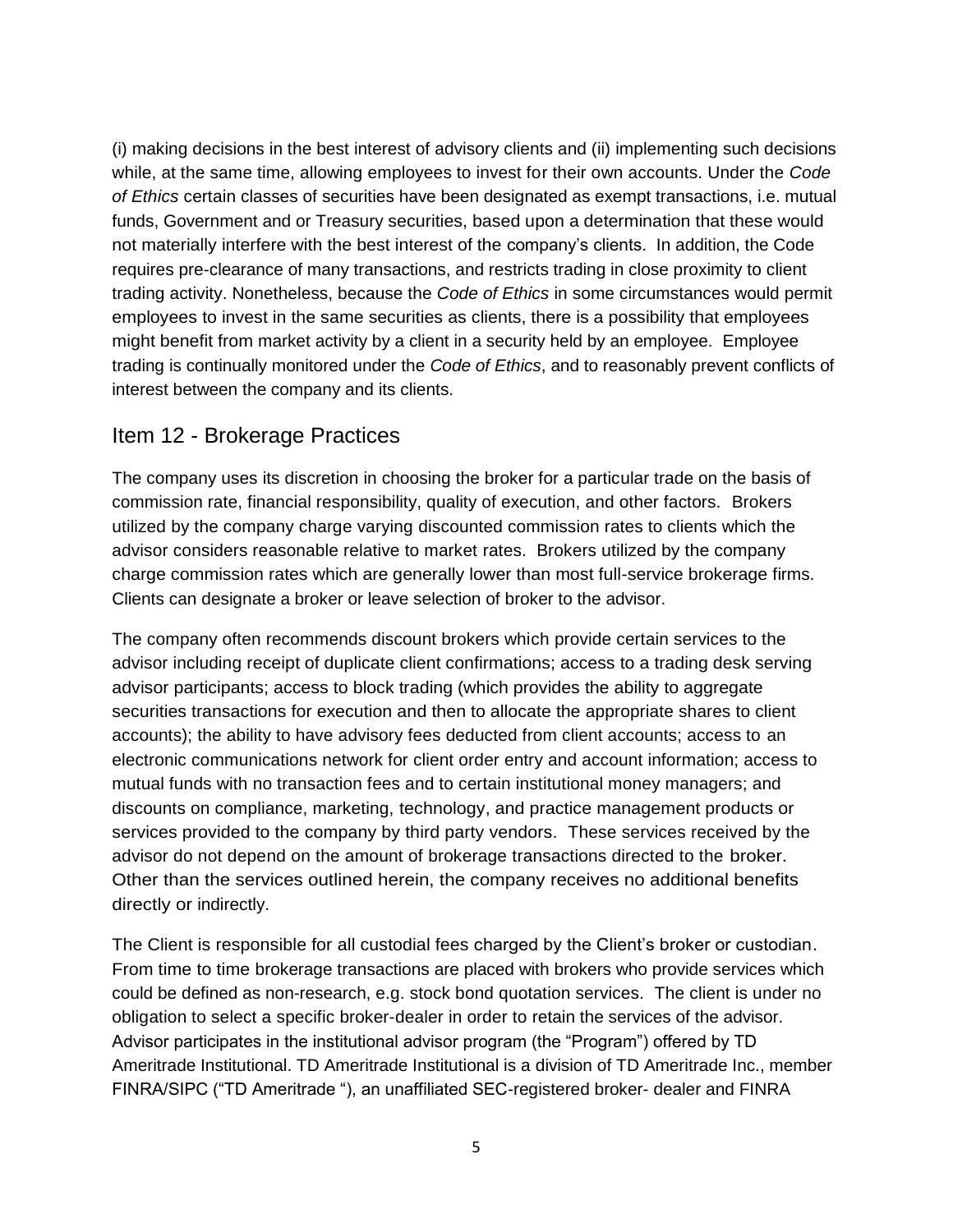(i) making decisions in the best interest of advisory clients and (ii) implementing such decisions while, at the same time, allowing employees to invest for their own accounts. Under the *Code of Ethics* certain classes of securities have been designated as exempt transactions, i.e. mutual funds, Government and or Treasury securities, based upon a determination that these would not materially interfere with the best interest of the company's clients. In addition, the Code requires pre-clearance of many transactions, and restricts trading in close proximity to client trading activity. Nonetheless, because the *Code of Ethics* in some circumstances would permit employees to invest in the same securities as clients, there is a possibility that employees might benefit from market activity by a client in a security held by an employee. Employee trading is continually monitored under the *Code of Ethics*, and to reasonably prevent conflicts of interest between the company and its clients.

## Item 12 - Brokerage Practices

The company uses its discretion in choosing the broker for a particular trade on the basis of commission rate, financial responsibility, quality of execution, and other factors. Brokers utilized by the company charge varying discounted commission rates to clients which the advisor considers reasonable relative to market rates. Brokers utilized by the company charge commission rates which are generally lower than most full-service brokerage firms. Clients can designate a broker or leave selection of broker to the advisor.

The company often recommends discount brokers which provide certain services to the advisor including receipt of duplicate client confirmations; access to a trading desk serving advisor participants; access to block trading (which provides the ability to aggregate securities transactions for execution and then to allocate the appropriate shares to client accounts); the ability to have advisory fees deducted from client accounts; access to an electronic communications network for client order entry and account information; access to mutual funds with no transaction fees and to certain institutional money managers; and discounts on compliance, marketing, technology, and practice management products or services provided to the company by third party vendors. These services received by the advisor do not depend on the amount of brokerage transactions directed to the broker. Other than the services outlined herein, the company receives no additional benefits directly or indirectly.

The Client is responsible for all custodial fees charged by the Client's broker or custodian. From time to time brokerage transactions are placed with brokers who provide services which could be defined as non-research, e.g. stock bond quotation services. The client is under no obligation to select a specific broker-dealer in order to retain the services of the advisor. Advisor participates in the institutional advisor program (the "Program") offered by TD Ameritrade Institutional. TD Ameritrade Institutional is a division of TD Ameritrade Inc., member FINRA/SIPC ("TD Ameritrade "), an unaffiliated SEC-registered broker- dealer and FINRA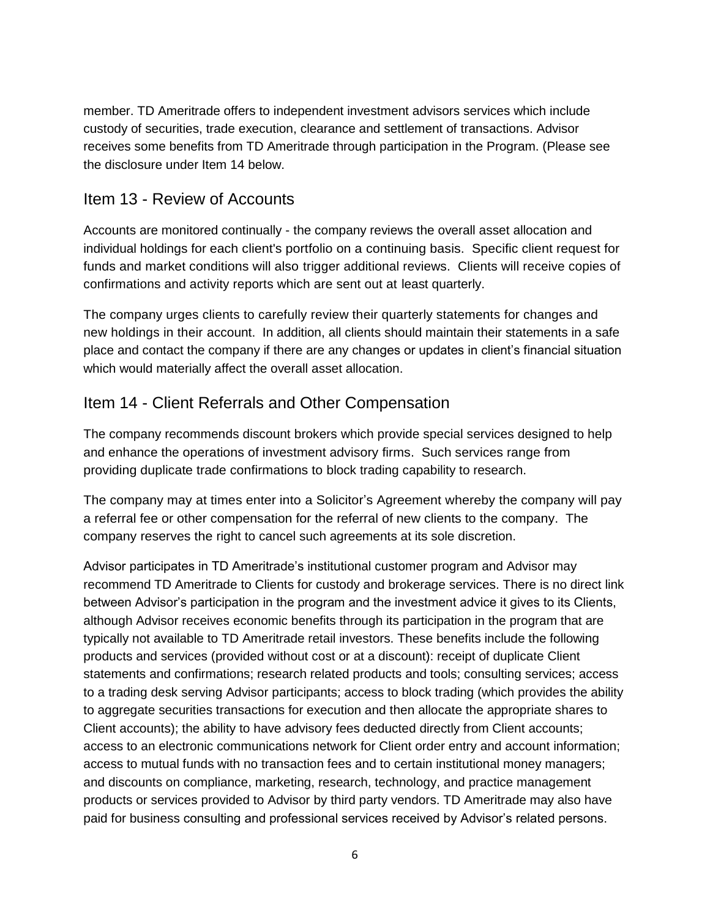member. TD Ameritrade offers to independent investment advisors services which include custody of securities, trade execution, clearance and settlement of transactions. Advisor receives some benefits from TD Ameritrade through participation in the Program. (Please see the disclosure under Item 14 below.

## Item 13 - Review of Accounts

Accounts are monitored continually - the company reviews the overall asset allocation and individual holdings for each client's portfolio on a continuing basis. Specific client request for funds and market conditions will also trigger additional reviews. Clients will receive copies of confirmations and activity reports which are sent out at least quarterly.

The company urges clients to carefully review their quarterly statements for changes and new holdings in their account. In addition, all clients should maintain their statements in a safe place and contact the company if there are any changes or updates in client's financial situation which would materially affect the overall asset allocation.

## Item 14 - Client Referrals and Other Compensation

The company recommends discount brokers which provide special services designed to help and enhance the operations of investment advisory firms. Such services range from providing duplicate trade confirmations to block trading capability to research.

The company may at times enter into a Solicitor's Agreement whereby the company will pay a referral fee or other compensation for the referral of new clients to the company. The company reserves the right to cancel such agreements at its sole discretion.

Advisor participates in TD Ameritrade's institutional customer program and Advisor may recommend TD Ameritrade to Clients for custody and brokerage services. There is no direct link between Advisor's participation in the program and the investment advice it gives to its Clients, although Advisor receives economic benefits through its participation in the program that are typically not available to TD Ameritrade retail investors. These benefits include the following products and services (provided without cost or at a discount): receipt of duplicate Client statements and confirmations; research related products and tools; consulting services; access to a trading desk serving Advisor participants; access to block trading (which provides the ability to aggregate securities transactions for execution and then allocate the appropriate shares to Client accounts); the ability to have advisory fees deducted directly from Client accounts; access to an electronic communications network for Client order entry and account information; access to mutual funds with no transaction fees and to certain institutional money managers; and discounts on compliance, marketing, research, technology, and practice management products or services provided to Advisor by third party vendors. TD Ameritrade may also have paid for business consulting and professional services received by Advisor's related persons.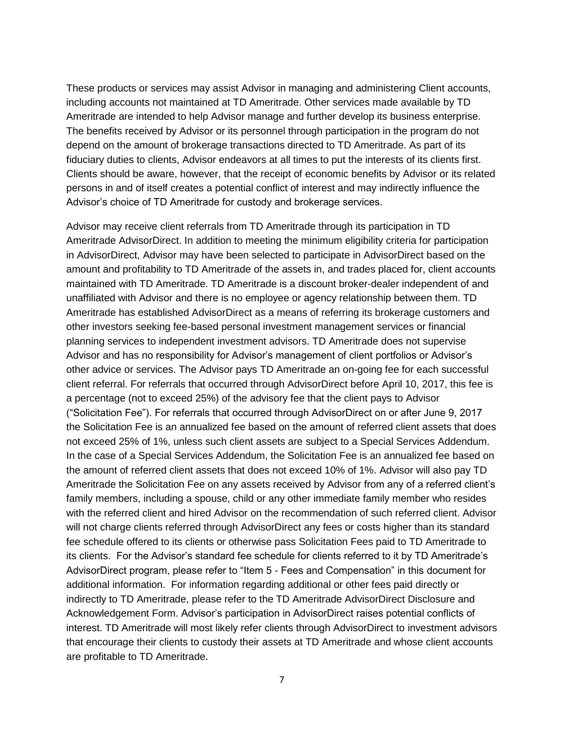These products or services may assist Advisor in managing and administering Client accounts, including accounts not maintained at TD Ameritrade. Other services made available by TD Ameritrade are intended to help Advisor manage and further develop its business enterprise. The benefits received by Advisor or its personnel through participation in the program do not depend on the amount of brokerage transactions directed to TD Ameritrade. As part of its fiduciary duties to clients, Advisor endeavors at all times to put the interests of its clients first. Clients should be aware, however, that the receipt of economic benefits by Advisor or its related persons in and of itself creates a potential conflict of interest and may indirectly influence the Advisor's choice of TD Ameritrade for custody and brokerage services.

Advisor may receive client referrals from TD Ameritrade through its participation in TD Ameritrade AdvisorDirect. In addition to meeting the minimum eligibility criteria for participation in AdvisorDirect, Advisor may have been selected to participate in AdvisorDirect based on the amount and profitability to TD Ameritrade of the assets in, and trades placed for, client accounts maintained with TD Ameritrade. TD Ameritrade is a discount broker-dealer independent of and unaffiliated with Advisor and there is no employee or agency relationship between them. TD Ameritrade has established AdvisorDirect as a means of referring its brokerage customers and other investors seeking fee-based personal investment management services or financial planning services to independent investment advisors. TD Ameritrade does not supervise Advisor and has no responsibility for Advisor's management of client portfolios or Advisor's other advice or services. The Advisor pays TD Ameritrade an on-going fee for each successful client referral. For referrals that occurred through AdvisorDirect before April 10, 2017, this fee is a percentage (not to exceed 25%) of the advisory fee that the client pays to Advisor ("Solicitation Fee"). For referrals that occurred through AdvisorDirect on or after June 9, 2017 the Solicitation Fee is an annualized fee based on the amount of referred client assets that does not exceed 25% of 1%, unless such client assets are subject to a Special Services Addendum. In the case of a Special Services Addendum, the Solicitation Fee is an annualized fee based on the amount of referred client assets that does not exceed 10% of 1%. Advisor will also pay TD Ameritrade the Solicitation Fee on any assets received by Advisor from any of a referred client's family members, including a spouse, child or any other immediate family member who resides with the referred client and hired Advisor on the recommendation of such referred client. Advisor will not charge clients referred through AdvisorDirect any fees or costs higher than its standard fee schedule offered to its clients or otherwise pass Solicitation Fees paid to TD Ameritrade to its clients. For the Advisor's standard fee schedule for clients referred to it by TD Ameritrade's AdvisorDirect program, please refer to "Item 5 - Fees and Compensation" in this document for additional information. For information regarding additional or other fees paid directly or indirectly to TD Ameritrade, please refer to the TD Ameritrade AdvisorDirect Disclosure and Acknowledgement Form. Advisor's participation in AdvisorDirect raises potential conflicts of interest. TD Ameritrade will most likely refer clients through AdvisorDirect to investment advisors that encourage their clients to custody their assets at TD Ameritrade and whose client accounts are profitable to TD Ameritrade.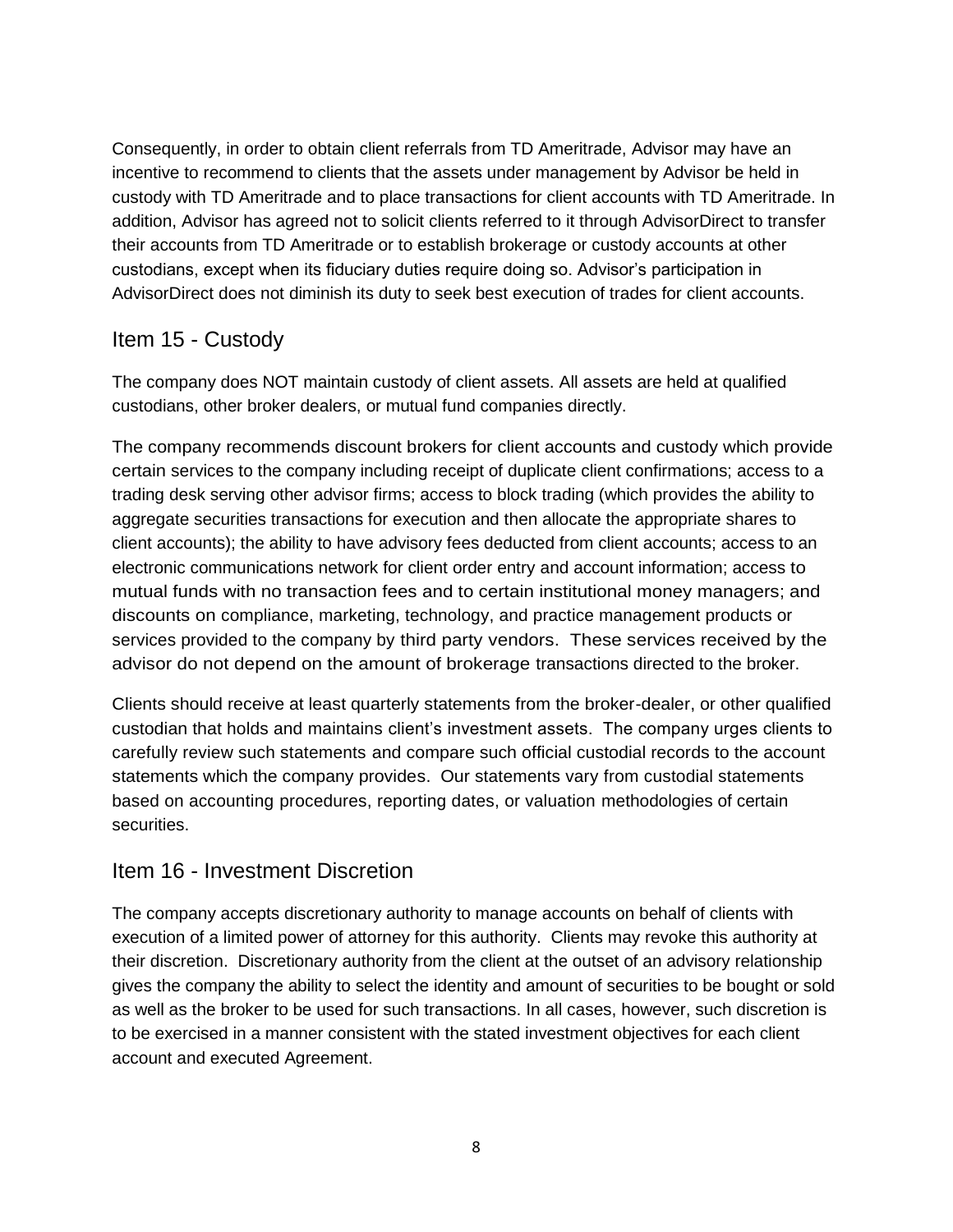Consequently, in order to obtain client referrals from TD Ameritrade, Advisor may have an incentive to recommend to clients that the assets under management by Advisor be held in custody with TD Ameritrade and to place transactions for client accounts with TD Ameritrade. In addition, Advisor has agreed not to solicit clients referred to it through AdvisorDirect to transfer their accounts from TD Ameritrade or to establish brokerage or custody accounts at other custodians, except when its fiduciary duties require doing so. Advisor's participation in AdvisorDirect does not diminish its duty to seek best execution of trades for client accounts.

## Item 15 - Custody

The company does NOT maintain custody of client assets. All assets are held at qualified custodians, other broker dealers, or mutual fund companies directly.

The company recommends discount brokers for client accounts and custody which provide certain services to the company including receipt of duplicate client confirmations; access to a trading desk serving other advisor firms; access to block trading (which provides the ability to aggregate securities transactions for execution and then allocate the appropriate shares to client accounts); the ability to have advisory fees deducted from client accounts; access to an electronic communications network for client order entry and account information; access to mutual funds with no transaction fees and to certain institutional money managers; and discounts on compliance, marketing, technology, and practice management products or services provided to the company by third party vendors. These services received by the advisor do not depend on the amount of brokerage transactions directed to the broker.

Clients should receive at least quarterly statements from the broker-dealer, or other qualified custodian that holds and maintains client's investment assets. The company urges clients to carefully review such statements and compare such official custodial records to the account statements which the company provides. Our statements vary from custodial statements based on accounting procedures, reporting dates, or valuation methodologies of certain securities.

## Item 16 - Investment Discretion

The company accepts discretionary authority to manage accounts on behalf of clients with execution of a limited power of attorney for this authority. Clients may revoke this authority at their discretion. Discretionary authority from the client at the outset of an advisory relationship gives the company the ability to select the identity and amount of securities to be bought or sold as well as the broker to be used for such transactions. In all cases, however, such discretion is to be exercised in a manner consistent with the stated investment objectives for each client account and executed Agreement.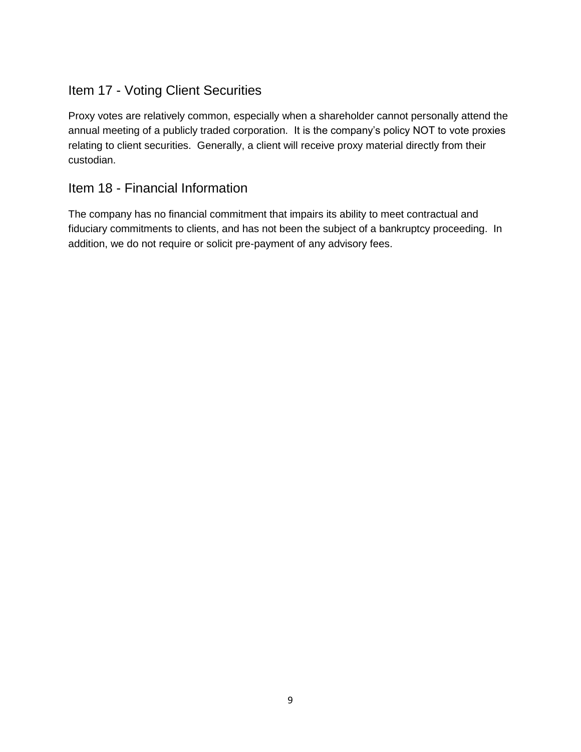## Item 17 - Voting Client Securities

Proxy votes are relatively common, especially when a shareholder cannot personally attend the annual meeting of a publicly traded corporation.  It is the company's policy NOT to vote proxies relating to client securities.  Generally, a client will receive proxy material directly from their custodian.

## Item 18 - Financial Information

The company has no financial commitment that impairs its ability to meet contractual and fiduciary commitments to clients, and has not been the subject of a bankruptcy proceeding.  In addition, we do not require or solicit pre-payment of any advisory fees.